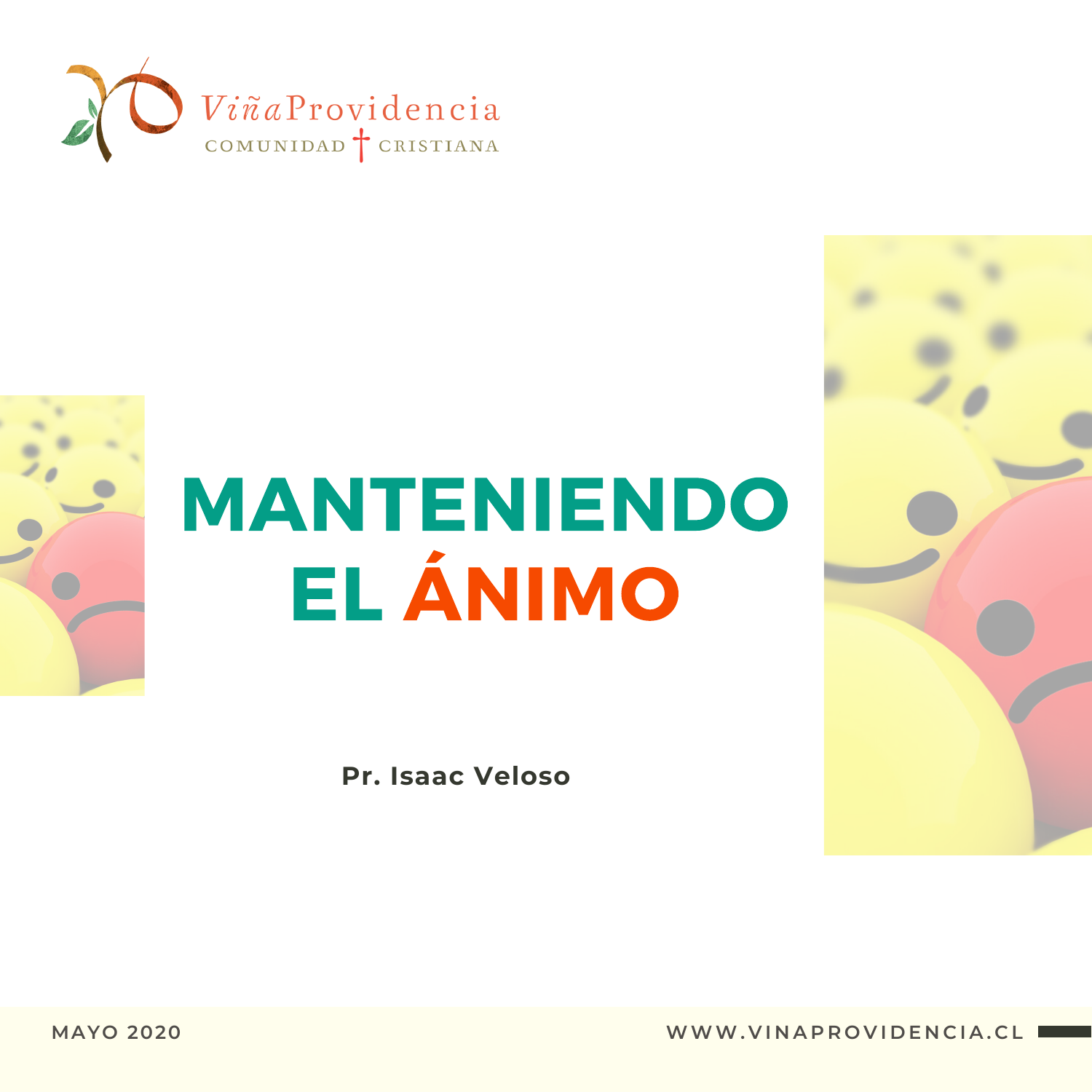ViñaProvidencia
COMUNIDAD † CRISTIANA

# MANTENIENDO EL ÁNIMO

**Pr. Isaac Veloso**

MAYO 2020

WWW.VINAPROVIDENCIA.CL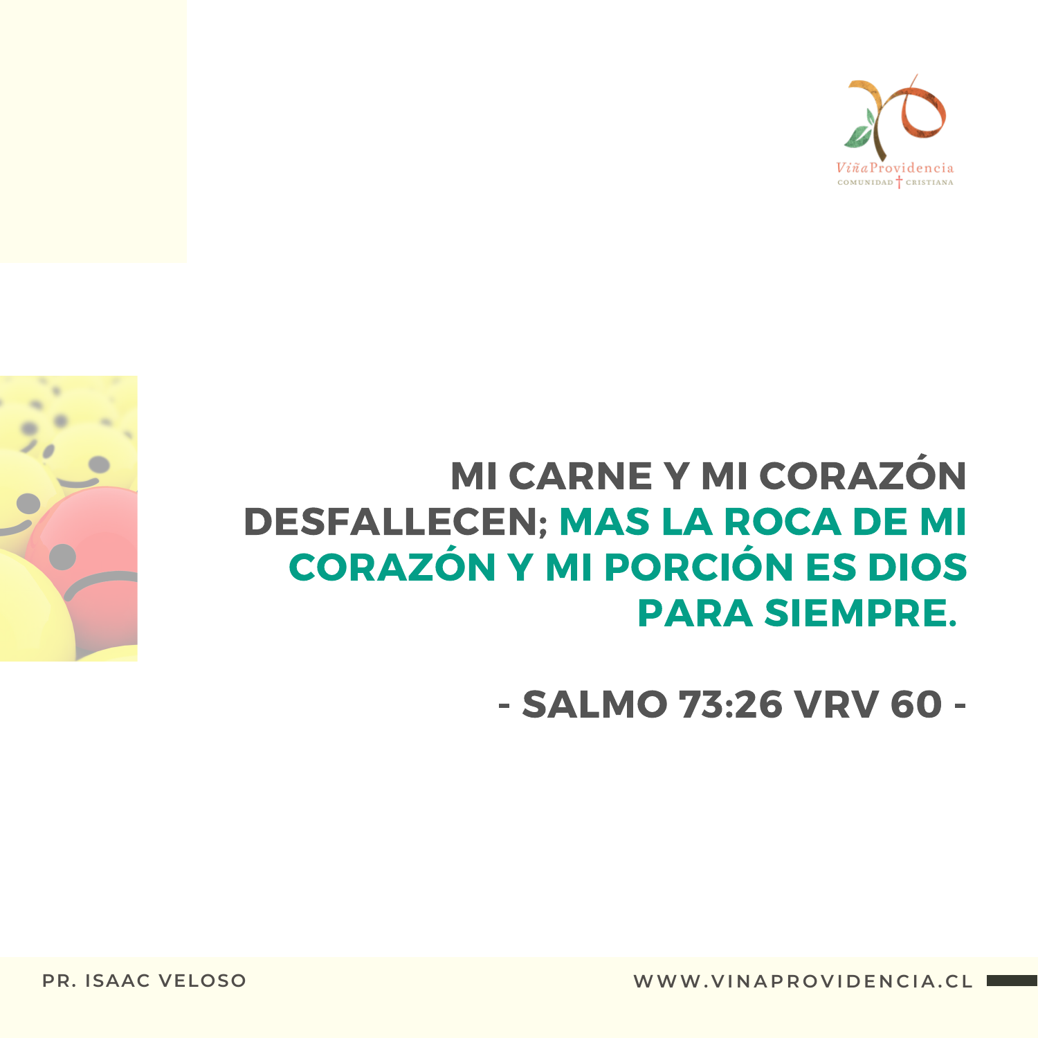MI CARNE Y MI CORAZÓN DESFALLECEN; MAS LA ROCA DE MI CORAZÓN Y MI PORCIÓN ES DIOS PARA SIEMPRE.

- SALMO 73:26 VRV 60 -

PR. ISAAC VELOSO

WWW.VINAPROVIDENCIA.CL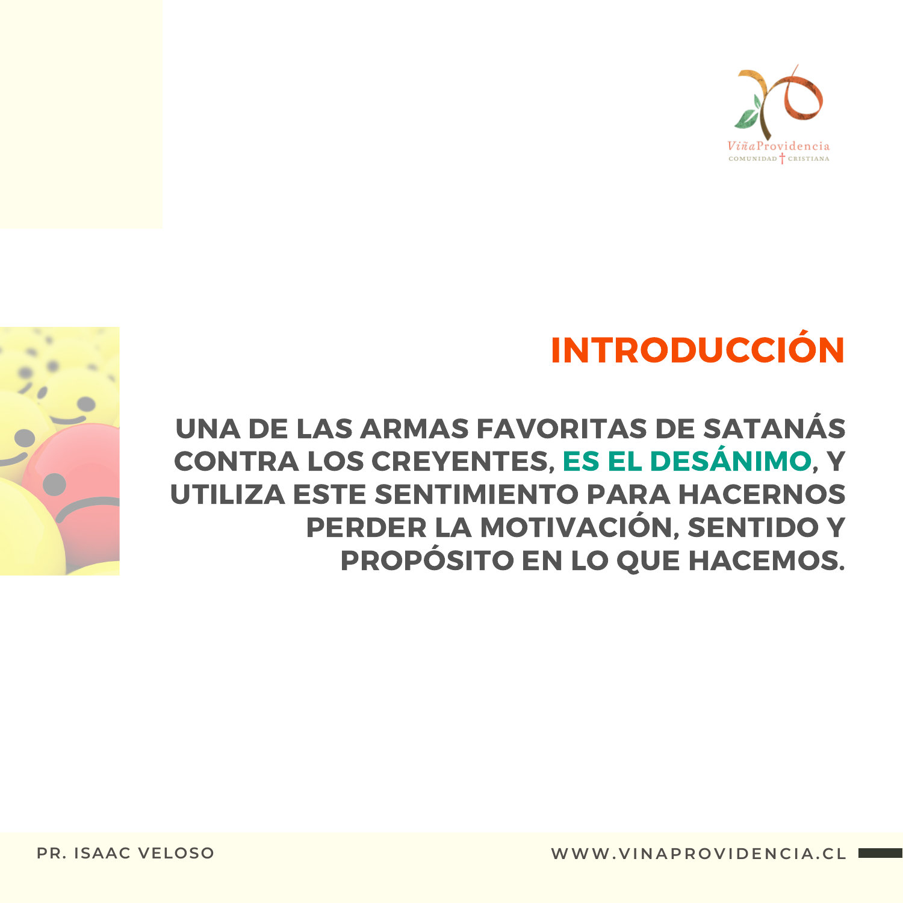## INTRODUCCIÓN

**UNA DE LAS ARMAS FAVORITAS DE SATANÁS CONTRA LOS CREYENTES, ES EL DESÁNIMO, Y UTILIZA ESTE SENTIMIENTO PARA HACERNOS PERDER LA MOTIVACIÓN, SENTIDO Y PROPÓSITO EN LO QUE HACEMOS.**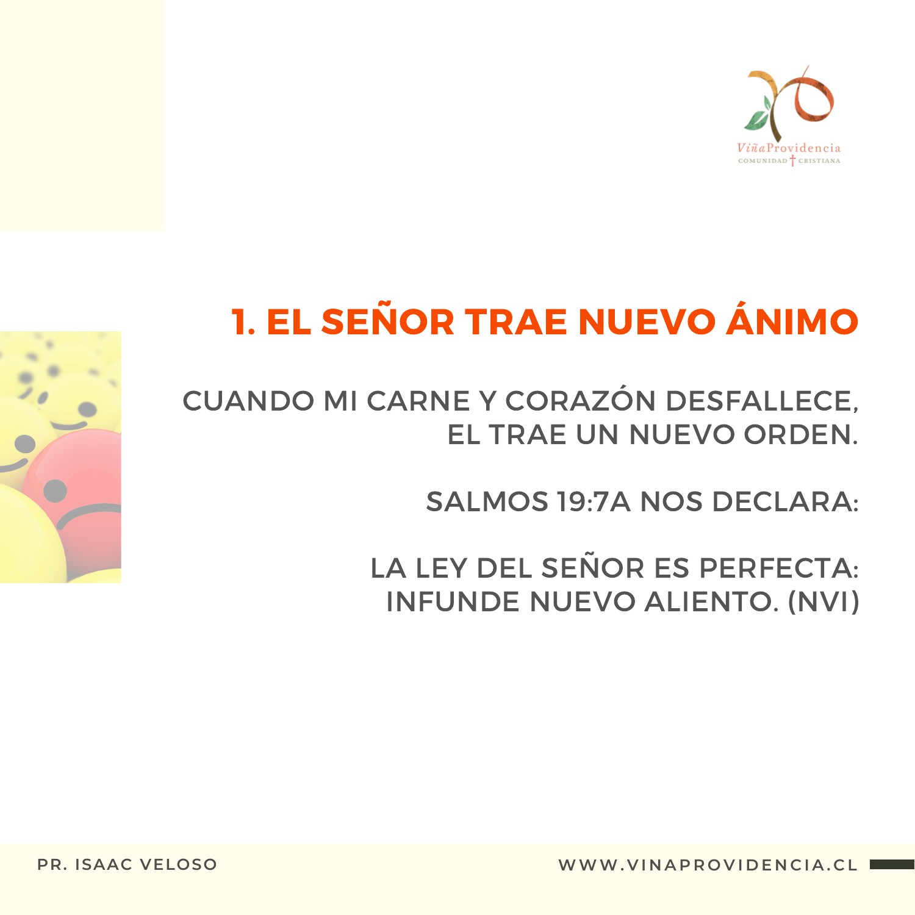# 1. EL SEÑOR TRAE NUEVO ÁNIMO

CUANDO MI CARNE Y CORAZÓN DESFALLECE,
EL TRAE UN NUEVO ORDEN.

SALMOS 19:7A NOS DECLARA:

LA LEY DEL SEÑOR ES PERFECTA:
INFUNDE NUEVO ALIENTO. (NVI)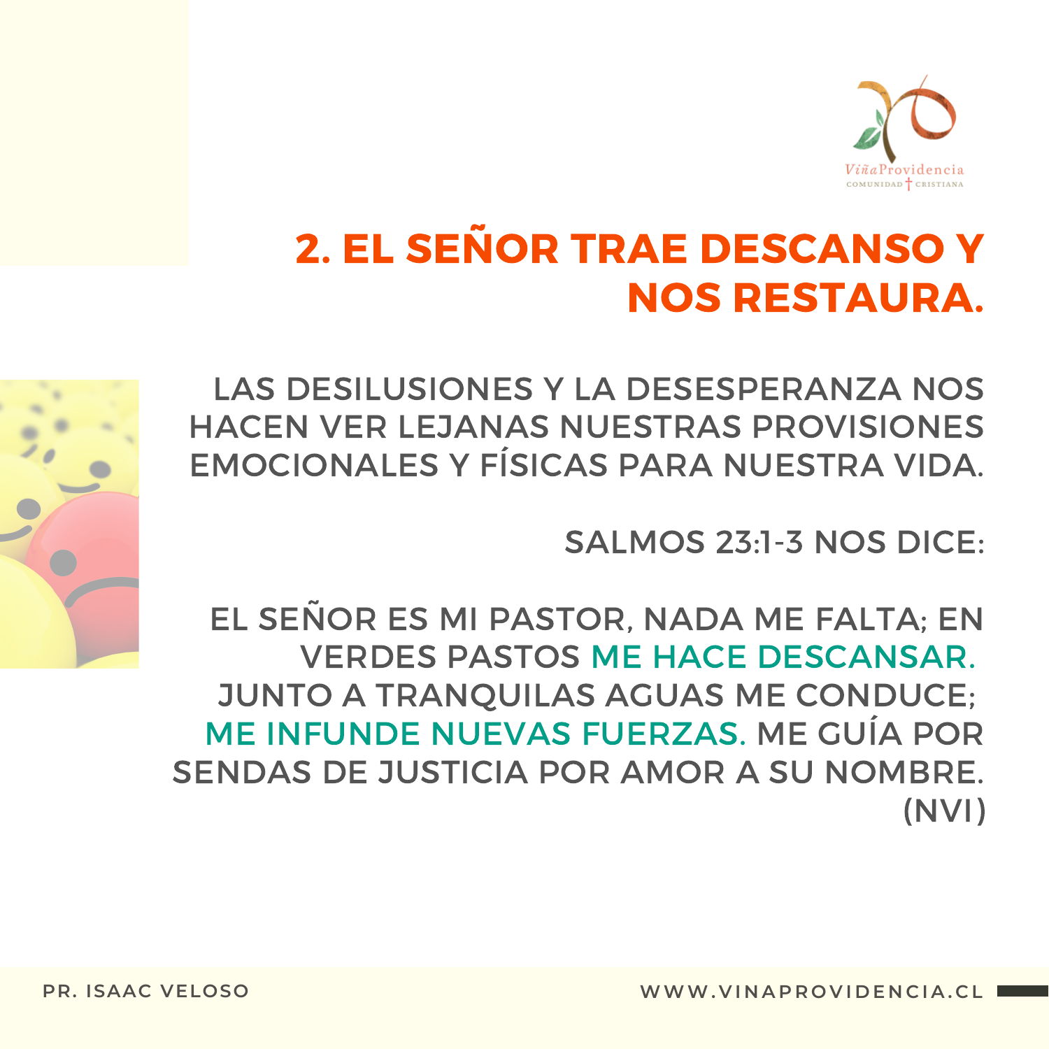## 2. EL SEÑOR TRAE DESCANSO Y NOS RESTAURA.

LAS DESILUSIONES Y LA DESESPERANZA NOS HACEN VER LEJANAS NUESTRAS PROVISIONES EMOCIONALES Y FÍSICAS PARA NUESTRA VIDA.

SALMOS 23:1-3 NOS DICE:

EL SEÑOR ES MI PASTOR, NADA ME FALTA; EN VERDES PASTOS ME HACE DESCANSAR. JUNTO A TRANQUILAS AGUAS ME CONDUCE; ME INFUNDE NUEVAS FUERZAS. ME GUÍA POR SENDAS DE JUSTICIA POR AMOR A SU NOMBRE. (NVI)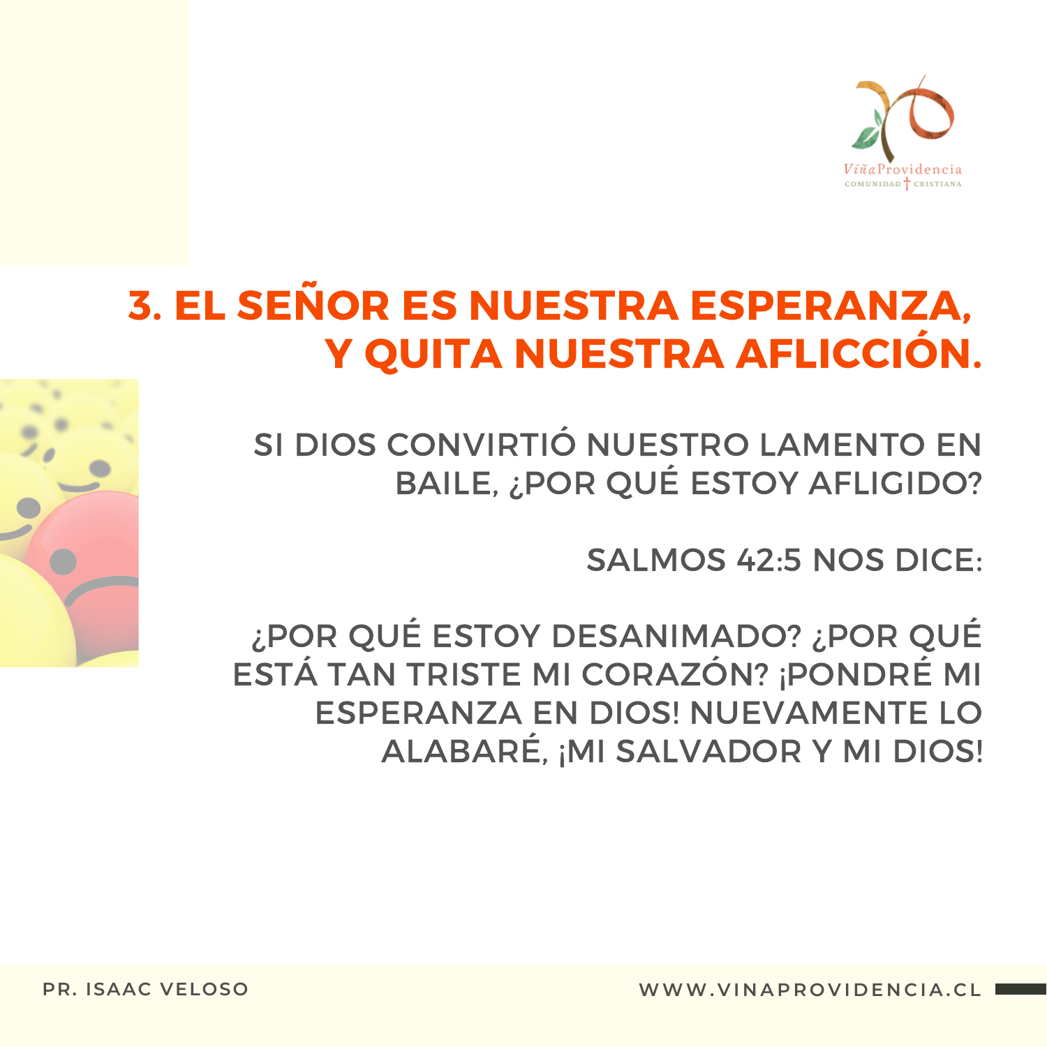## 3. EL SEÑOR ES NUESTRA ESPERANZA, Y QUITA NUESTRA AFLICCIÓN.

SI DIOS CONVIRTIÓ NUESTRO LAMENTO EN BAILE, ¿POR QUÉ ESTOY AFLIGIDO?

SALMOS 42:5 NOS DICE:

¿POR QUÉ ESTOY DESANIMADO? ¿POR QUÉ ESTÁ TAN TRISTE MI CORAZÓN? ¡PONDRÉ MI ESPERANZA EN DIOS! NUEVAMENTE LO ALABARÉ, ¡MI SALVADOR Y MI DIOS!

PR. ISAAC VELOSO

WWW.VINAPROVIDENCIA.CL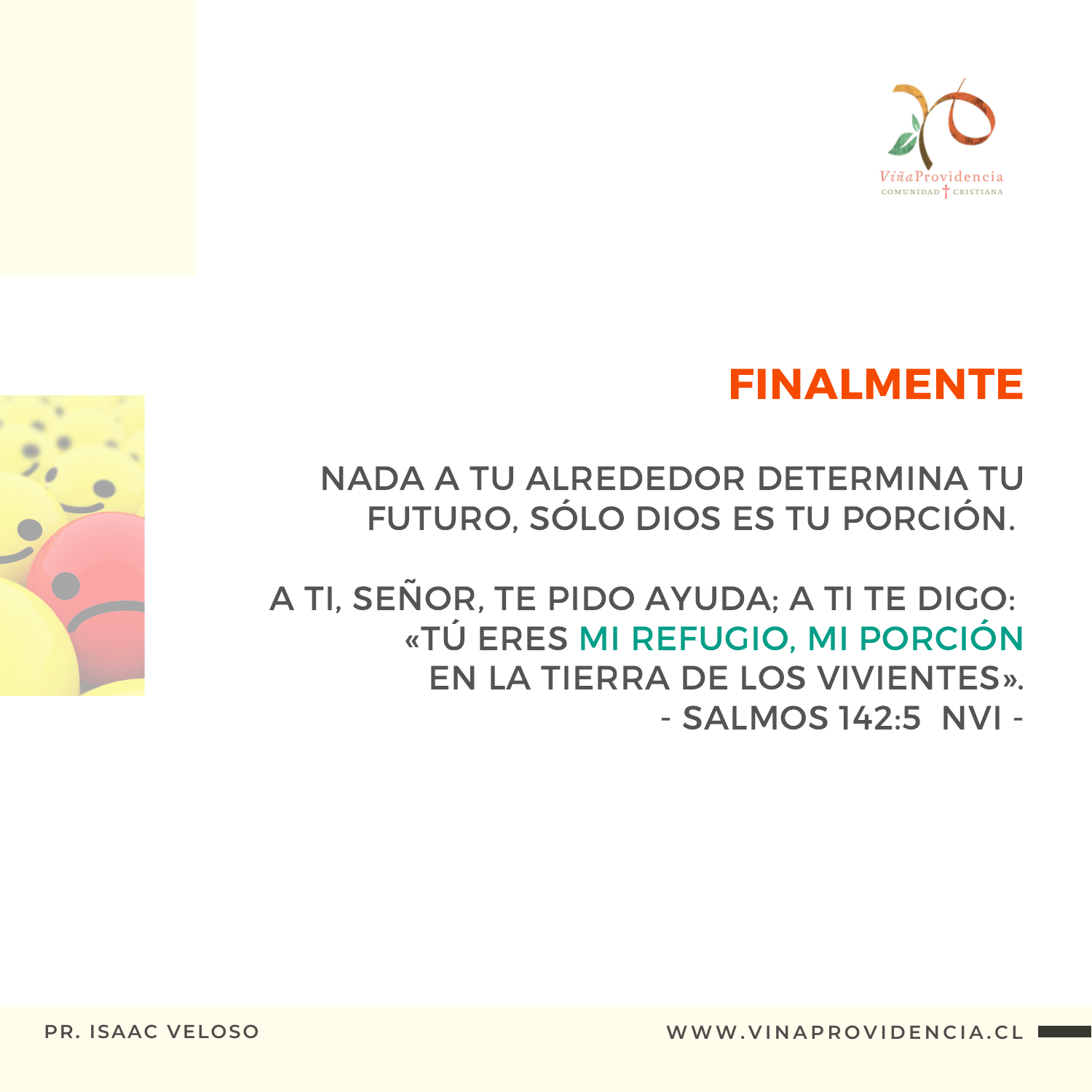VIÑAPROVIDENCIA
COMUNIDAD CRISTIANA

## FINALMENTE

NADA A TU ALREDEDOR DETERMINA TU FUTURO, SÓLO DIOS ES TU PORCIÓN.

A TI, SEÑOR, TE PIDO AYUDA; A TI TE DIGO:
«TÚ ERES MI REFUGIO, MI PORCIÓN
EN LA TIERRA DE LOS VIVIENTES».
- SALMOS 142:5 NVI -

PR. ISAAC VELOSO

WWW.VINAPROVIDENCIA.CL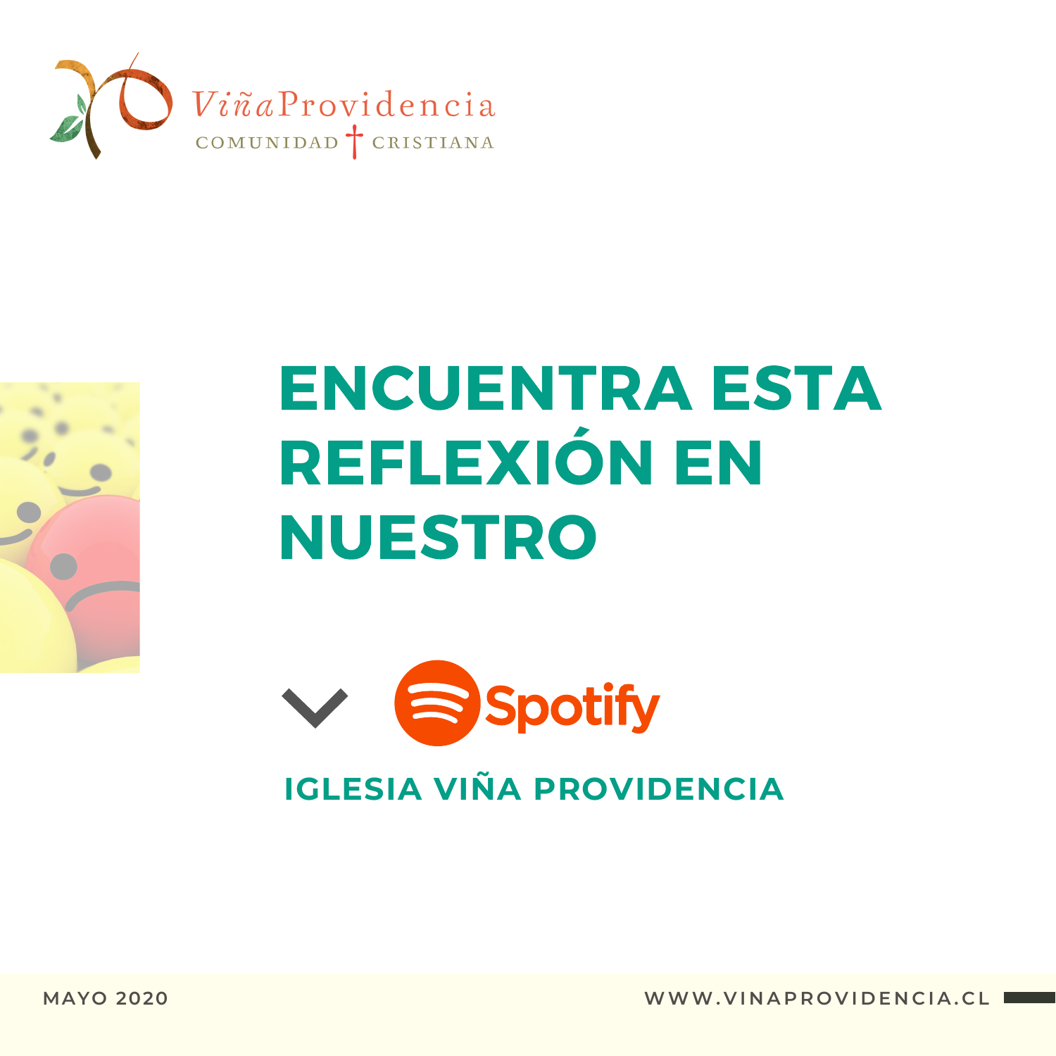Viña Providencia
COMUNIDAD CRISTIANA

# ENCUENTRA ESTA REFLEXIÓN EN NUESTRO

Spotify

**IGLESIA VIÑA PROVIDENCIA**

MAYO 2020

WWW.VINAPROVIDENCIA.CL